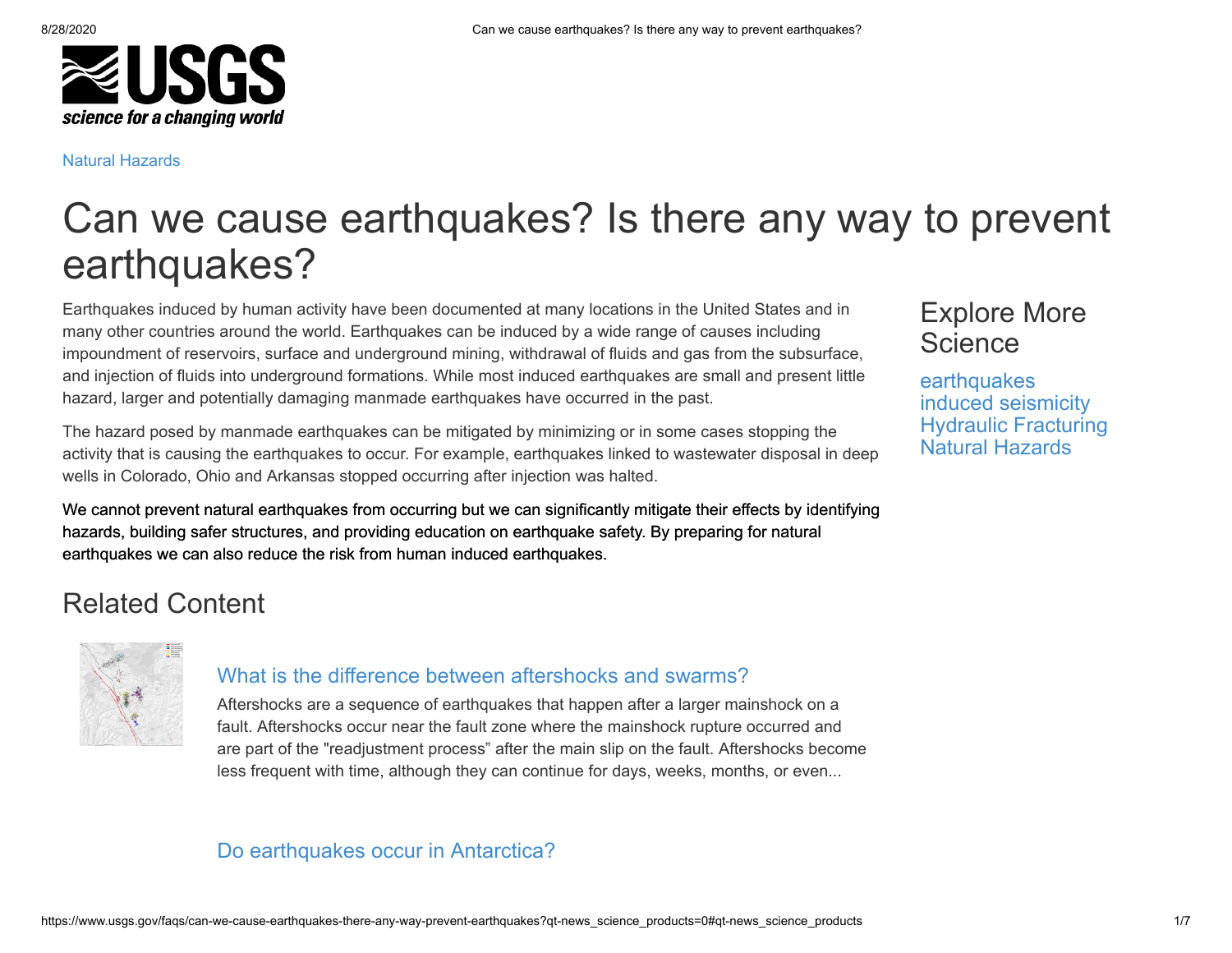Natural Hazards

# Can we cause earthquakes? Is there any way to prevent earthquakes?

Earthquakes induced by human activity have been documented at many locations in the United States and in many other countries around the world. Earthquakes can be induced by a wide range of causes including impoundment of reservoirs, surface and underground mining, withdrawal of fluids and gas from the subsurface, and injection of fluids into underground formations. While most induced earthquakes are small and present little hazard, larger and potentially damaging manmade earthquakes have occurred in the past.

The hazard posed by manmade earthquakes can be mitigated by minimizing or in some cases stopping the activity that is causing the earthquakes to occur. For example, earthquakes linked to wastewater disposal in deep wells in Colorado, Ohio and Arkansas stopped occurring after injection was halted.

We cannot prevent natural earthquakes from occurring but we can significantly mitigate their effects by identifying hazards, building safer structures, and providing education on earthquake safety. By preparing for natural earthquakes we can also reduce the risk from human induced earthquakes.

## Explore More Science

earthquakes
induced seismicity
Hydraulic Fracturing
Natural Hazards

## Related Content

### What is the difference between aftershocks and swarms?

Aftershocks are a sequence of earthquakes that happen after a larger mainshock on a fault. Aftershocks occur near the fault zone where the mainshock rupture occurred and are part of the "readjustment process" after the main slip on the fault. Aftershocks become less frequent with time, although they can continue for days, weeks, months, or even...

### Do earthquakes occur in Antarctica?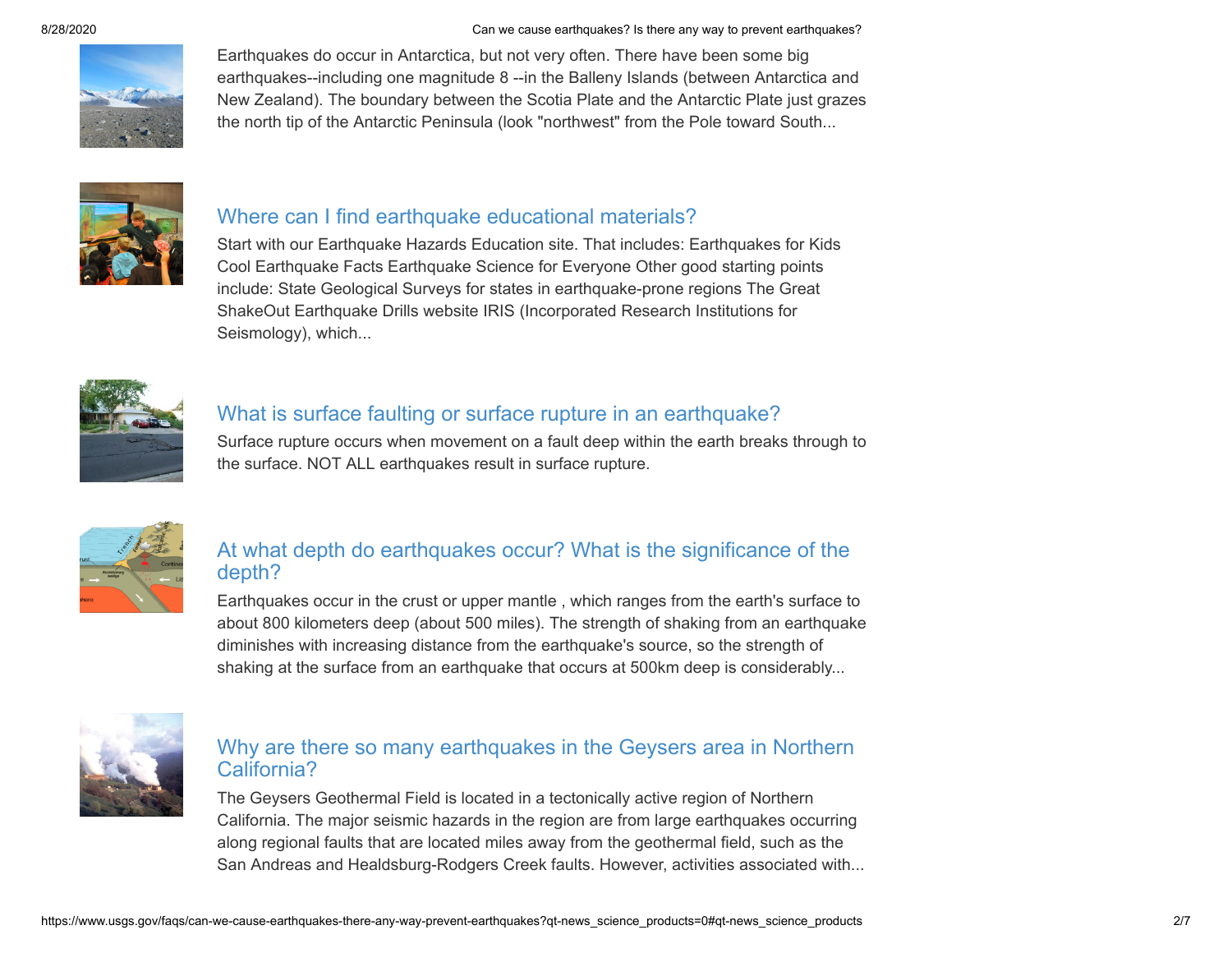Earthquakes do occur in Antarctica, but not very often. There have been some big earthquakes--including one magnitude 8 --in the Balleny Islands (between Antarctica and New Zealand). The boundary between the Scotia Plate and the Antarctic Plate just grazes the north tip of the Antarctic Peninsula (look "northwest" from the Pole toward South...

## Where can I find earthquake educational materials?

Start with our Earthquake Hazards Education site. That includes: Earthquakes for Kids Cool Earthquake Facts Earthquake Science for Everyone Other good starting points include: State Geological Surveys for states in earthquake-prone regions The Great ShakeOut Earthquake Drills website IRIS (Incorporated Research Institutions for Seismology), which...

## What is surface faulting or surface rupture in an earthquake?

Surface rupture occurs when movement on a fault deep within the earth breaks through to the surface. NOT ALL earthquakes result in surface rupture.

## At what depth do earthquakes occur? What is the significance of the depth?

Earthquakes occur in the crust or upper mantle , which ranges from the earth's surface to about 800 kilometers deep (about 500 miles). The strength of shaking from an earthquake diminishes with increasing distance from the earthquake's source, so the strength of shaking at the surface from an earthquake that occurs at 500km deep is considerably...

## Why are there so many earthquakes in the Geysers area in Northern California?

The Geysers Geothermal Field is located in a tectonically active region of Northern California. The major seismic hazards in the region are from large earthquakes occurring along regional faults that are located miles away from the geothermal field, such as the San Andreas and Healdsburg-Rodgers Creek faults. However, activities associated with...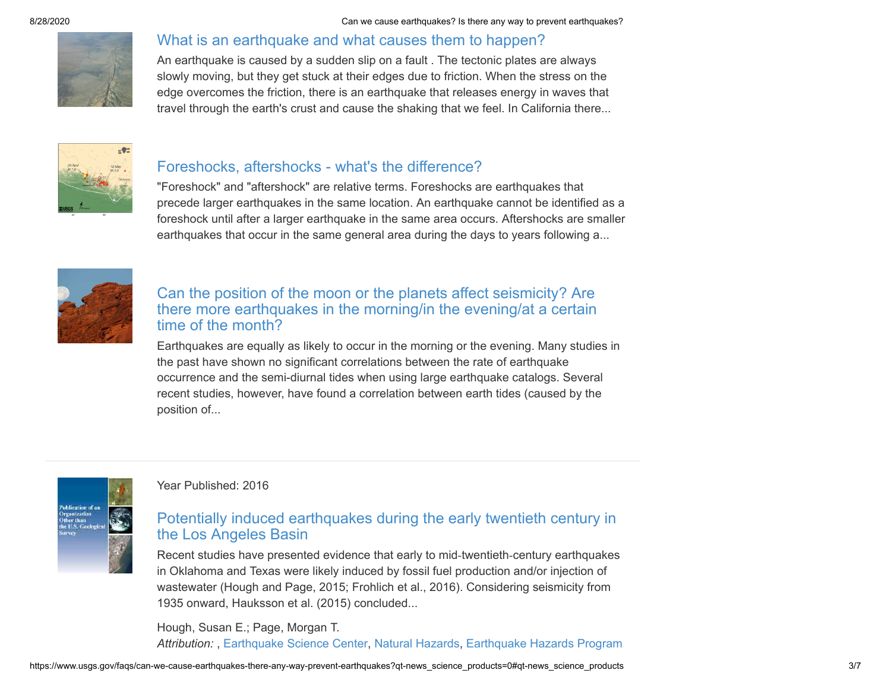### What is an earthquake and what causes them to happen?

An earthquake is caused by a sudden slip on a fault . The tectonic plates are always slowly moving, but they get stuck at their edges due to friction. When the stress on the edge overcomes the friction, there is an earthquake that releases energy in waves that travel through the earth's crust and cause the shaking that we feel. In California there...

### Foreshocks, aftershocks - what's the difference?

"Foreshock" and "aftershock" are relative terms. Foreshocks are earthquakes that precede larger earthquakes in the same location. An earthquake cannot be identified as a foreshock until after a larger earthquake in the same area occurs. Aftershocks are smaller earthquakes that occur in the same general area during the days to years following a...

### Can the position of the moon or the planets affect seismicity? Are there more earthquakes in the morning/in the evening/at a certain time of the month?

Earthquakes are equally as likely to occur in the morning or the evening. Many studies in the past have shown no significant correlations between the rate of earthquake occurrence and the semi-diurnal tides when using large earthquake catalogs. Several recent studies, however, have found a correlation between earth tides (caused by the position of...

---

Year Published: 2016

### Potentially induced earthquakes during the early twentieth century in the Los Angeles Basin

Recent studies have presented evidence that early to mid-twentieth-century earthquakes in Oklahoma and Texas were likely induced by fossil fuel production and/or injection of wastewater (Hough and Page, 2015; Frohlich et al., 2016). Considering seismicity from 1935 onward, Hauksson et al. (2015) concluded...

Hough, Susan E.; Page, Morgan T.

*Attribution:* , Earthquake Science Center, Natural Hazards, Earthquake Hazards Program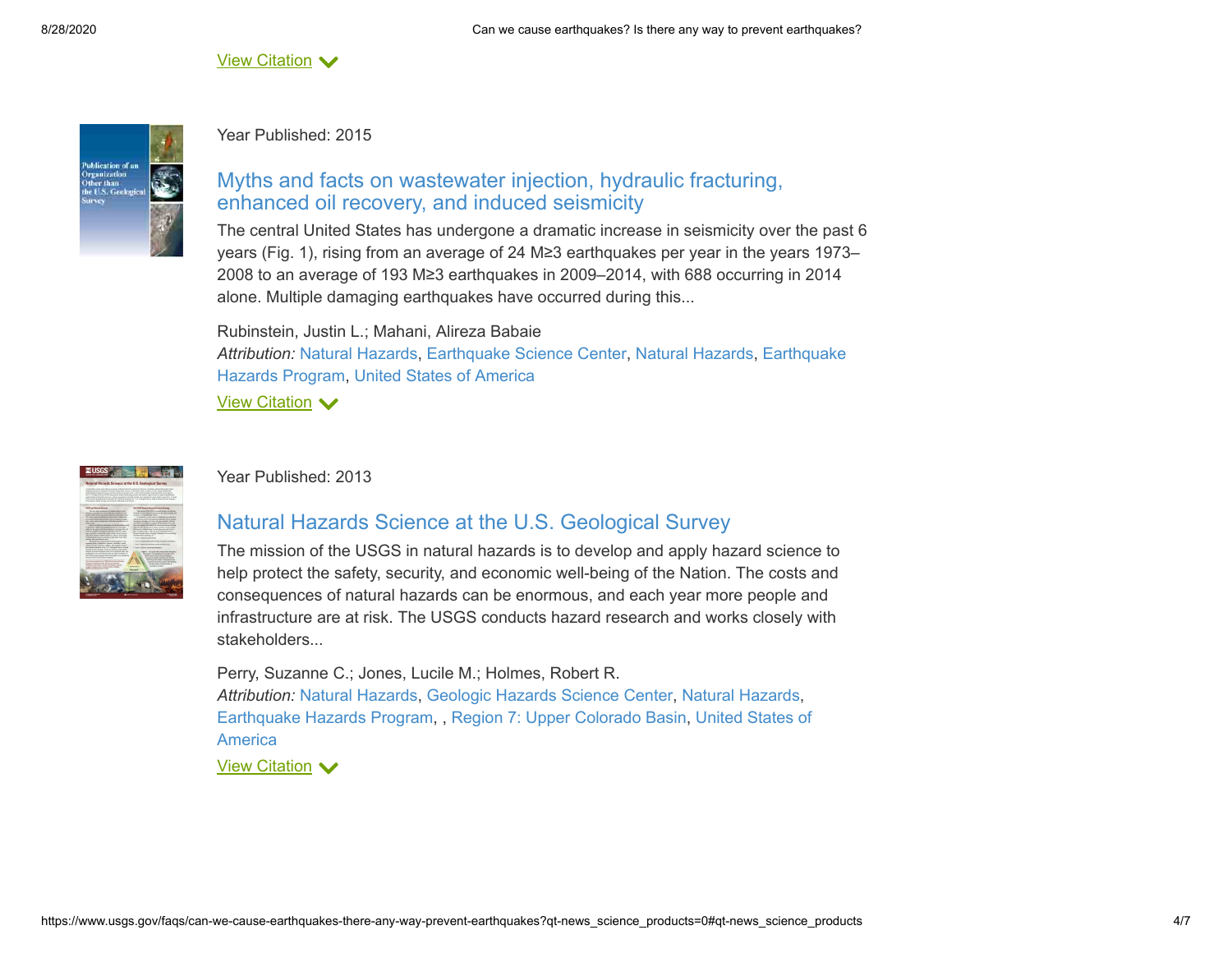View Citation

Year Published: 2015

## Myths and facts on wastewater injection, hydraulic fracturing, enhanced oil recovery, and induced seismicity

The central United States has undergone a dramatic increase in seismicity over the past 6 years (Fig. 1), rising from an average of 24 M≥3 earthquakes per year in the years 1973–2008 to an average of 193 M≥3 earthquakes in 2009–2014, with 688 occurring in 2014 alone. Multiple damaging earthquakes have occurred during this...

Rubinstein, Justin L.; Mahani, Alireza Babaie

*Attribution:* Natural Hazards, Earthquake Science Center, Natural Hazards, Earthquake Hazards Program, United States of America

View Citation

Year Published: 2013

## Natural Hazards Science at the U.S. Geological Survey

The mission of the USGS in natural hazards is to develop and apply hazard science to help protect the safety, security, and economic well-being of the Nation. The costs and consequences of natural hazards can be enormous, and each year more people and infrastructure are at risk. The USGS conducts hazard research and works closely with stakeholders...

Perry, Suzanne C.; Jones, Lucile M.; Holmes, Robert R.

*Attribution:* Natural Hazards, Geologic Hazards Science Center, Natural Hazards, Earthquake Hazards Program, , Region 7: Upper Colorado Basin, United States of America

View Citation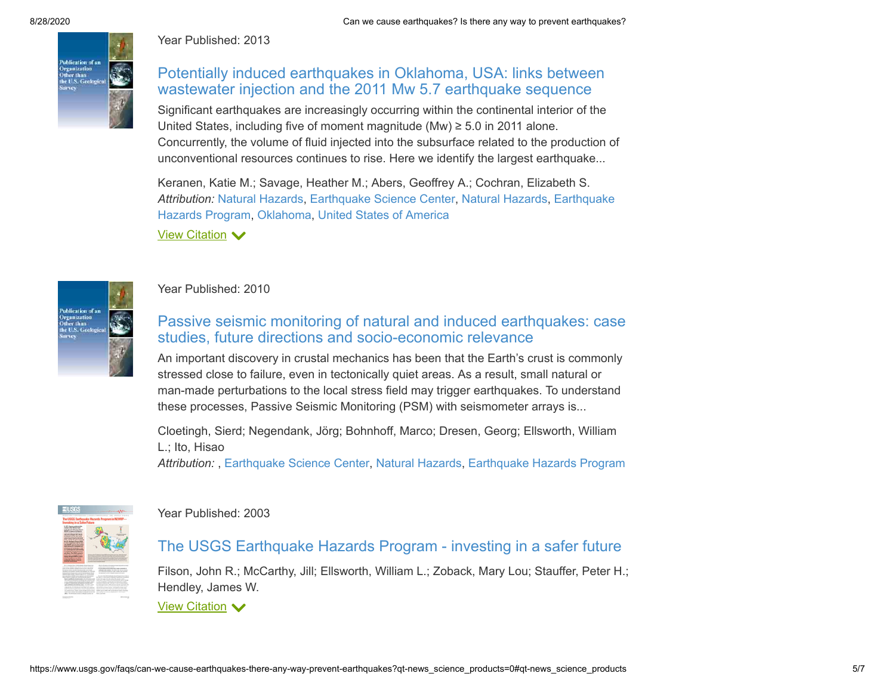Year Published: 2013

### Potentially induced earthquakes in Oklahoma, USA: links between wastewater injection and the 2011 Mw 5.7 earthquake sequence

Significant earthquakes are increasingly occurring within the continental interior of the United States, including five of moment magnitude (Mw) ≥ 5.0 in 2011 alone. Concurrently, the volume of fluid injected into the subsurface related to the production of unconventional resources continues to rise. Here we identify the largest earthquake...

Keranen, Katie M.; Savage, Heather M.; Abers, Geoffrey A.; Cochran, Elizabeth S.
*Attribution:* Natural Hazards, Earthquake Science Center, Natural Hazards, Earthquake Hazards Program, Oklahoma, United States of America

View Citation

Year Published: 2010

### Passive seismic monitoring of natural and induced earthquakes: case studies, future directions and socio-economic relevance

An important discovery in crustal mechanics has been that the Earth's crust is commonly stressed close to failure, even in tectonically quiet areas. As a result, small natural or man-made perturbations to the local stress field may trigger earthquakes. To understand these processes, Passive Seismic Monitoring (PSM) with seismometer arrays is...

Cloetingh, Sierd; Negendank, Jörg; Bohnhoff, Marco; Dresen, Georg; Ellsworth, William L.; Ito, Hisao
*Attribution:* , Earthquake Science Center, Natural Hazards, Earthquake Hazards Program

Year Published: 2003

### The USGS Earthquake Hazards Program - investing in a safer future

Filson, John R.; McCarthy, Jill; Ellsworth, William L.; Zoback, Mary Lou; Stauffer, Peter H.; Hendley, James W.

View Citation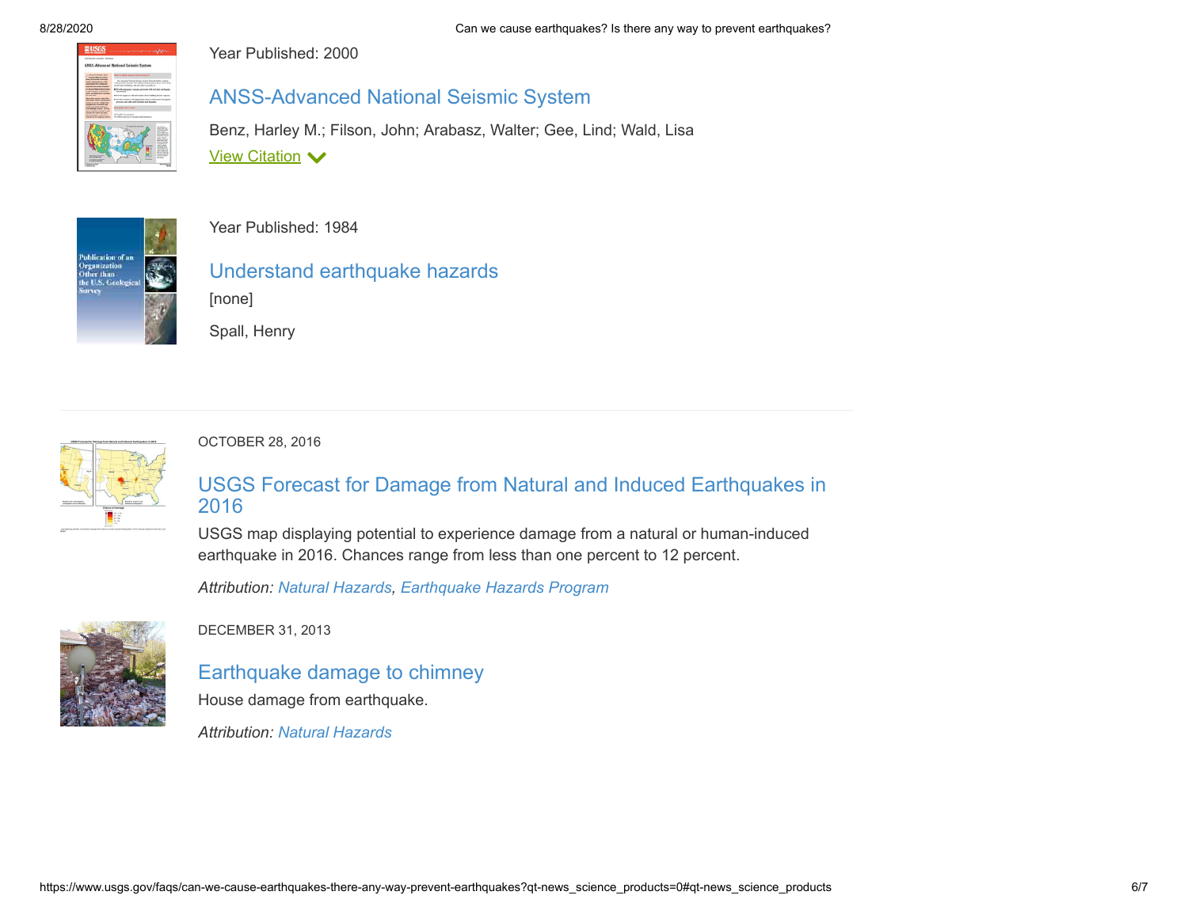Year Published: 2000

### ANSS-Advanced National Seismic System

Benz, Harley M.; Filson, John; Arabasz, Walter; Gee, Lind; Wald, Lisa

View Citation

Year Published: 1984

### Understand earthquake hazards

[none]

Spall, Henry

---

OCTOBER 28, 2016

### USGS Forecast for Damage from Natural and Induced Earthquakes in 2016

USGS map displaying potential to experience damage from a natural or human-induced earthquake in 2016. Chances range from less than one percent to 12 percent.

*Attribution: Natural Hazards, Earthquake Hazards Program*

DECEMBER 31, 2013

### Earthquake damage to chimney

House damage from earthquake.

*Attribution: Natural Hazards*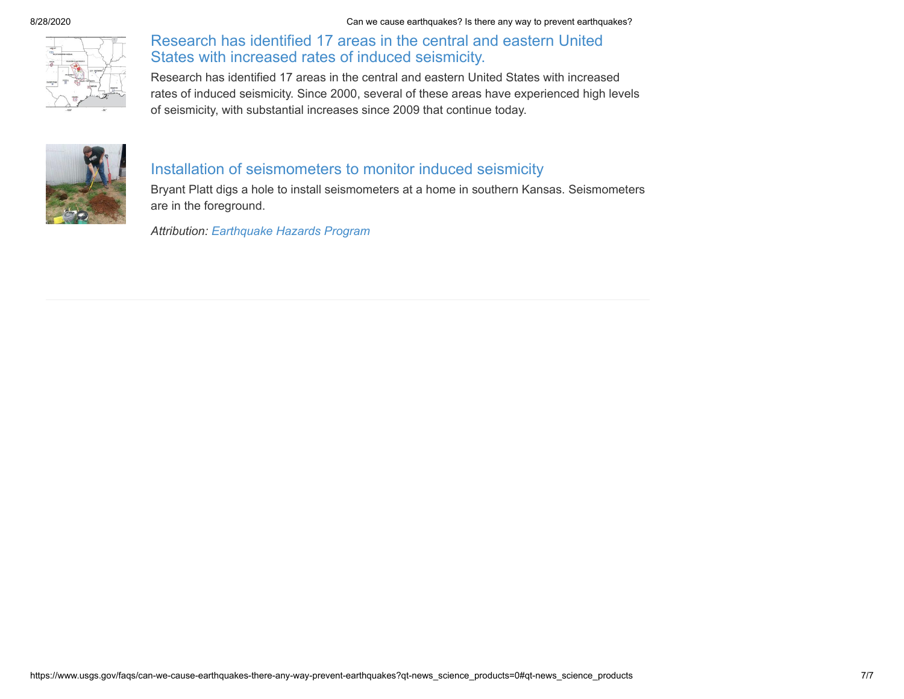## Research has identified 17 areas in the central and eastern United States with increased rates of induced seismicity.

Research has identified 17 areas in the central and eastern United States with increased rates of induced seismicity. Since 2000, several of these areas have experienced high levels of seismicity, with substantial increases since 2009 that continue today.

## Installation of seismometers to monitor induced seismicity

Bryant Platt digs a hole to install seismometers at a home in southern Kansas. Seismometers are in the foreground.

*Attribution: Earthquake Hazards Program*